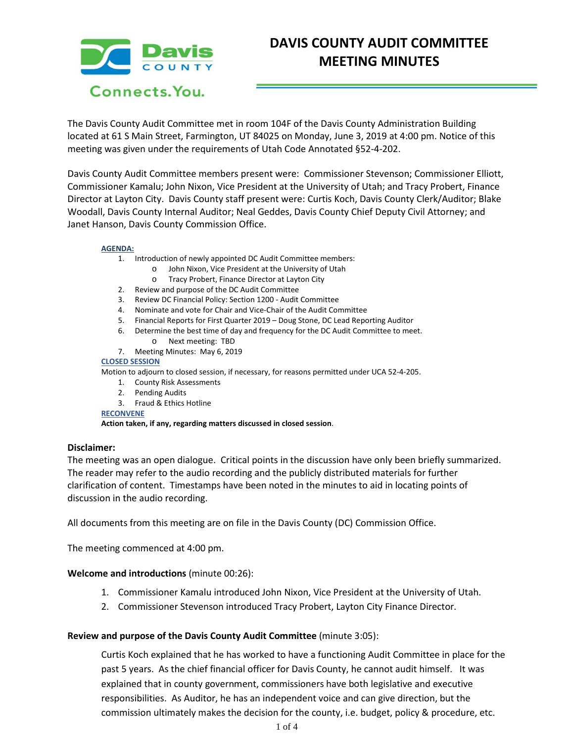# DAVIS COUNTY AUDIT COMMITTEE MEETING MINUTES

The Davis County Audit Committee met in room 104F of the Davis County Administration Building located at 61 S Main Street, Farmington, UT 84025 on Monday, June 3, 2019 at 4:00 pm. Notice of this meeting was given under the requirements of Utah Code Annotated §52-4-202.

Davis County Audit Committee members present were: Commissioner Stevenson; Commissioner Elliott, Commissioner Kamalu; John Nixon, Vice President at the University of Utah; and Tracy Probert, Finance Director at Layton City. Davis County staff present were: Curtis Koch, Davis County Clerk/Auditor; Blake Woodall, Davis County Internal Auditor; Neal Geddes, Davis County Chief Deputy Civil Attorney; and Janet Hanson, Davis County Commission Office.

**AGENDA:**

1. Introduction of newly appointed DC Audit Committee members:
   - John Nixon, Vice President at the University of Utah
   - Tracy Probert, Finance Director at Layton City
2. Review and purpose of the DC Audit Committee
3. Review DC Financial Policy: Section 1200 - Audit Committee
4. Nominate and vote for Chair and Vice-Chair of the Audit Committee
5. Financial Reports for First Quarter 2019 – Doug Stone, DC Lead Reporting Auditor
6. Determine the best time of day and frequency for the DC Audit Committee to meet.
   - Next meeting: TBD
7. Meeting Minutes: May 6, 2019

**CLOSED SESSION**

Motion to adjourn to closed session, if necessary, for reasons permitted under UCA 52-4-205.

1. County Risk Assessments
2. Pending Audits
3. Fraud & Ethics Hotline

**RECONVENE**

**Action taken, if any, regarding matters discussed in closed session**.

**Disclaimer:**

The meeting was an open dialogue. Critical points in the discussion have only been briefly summarized. The reader may refer to the audio recording and the publicly distributed materials for further clarification of content. Timestamps have been noted in the minutes to aid in locating points of discussion in the audio recording.

All documents from this meeting are on file in the Davis County (DC) Commission Office.

The meeting commenced at 4:00 pm.

**Welcome and introductions** (minute 00:26):

1. Commissioner Kamalu introduced John Nixon, Vice President at the University of Utah.
2. Commissioner Stevenson introduced Tracy Probert, Layton City Finance Director.

**Review and purpose of the Davis County Audit Committee** (minute 3:05):

Curtis Koch explained that he has worked to have a functioning Audit Committee in place for the past 5 years. As the chief financial officer for Davis County, he cannot audit himself. It was explained that in county government, commissioners have both legislative and executive responsibilities. As Auditor, he has an independent voice and can give direction, but the commission ultimately makes the decision for the county, i.e. budget, policy & procedure, etc.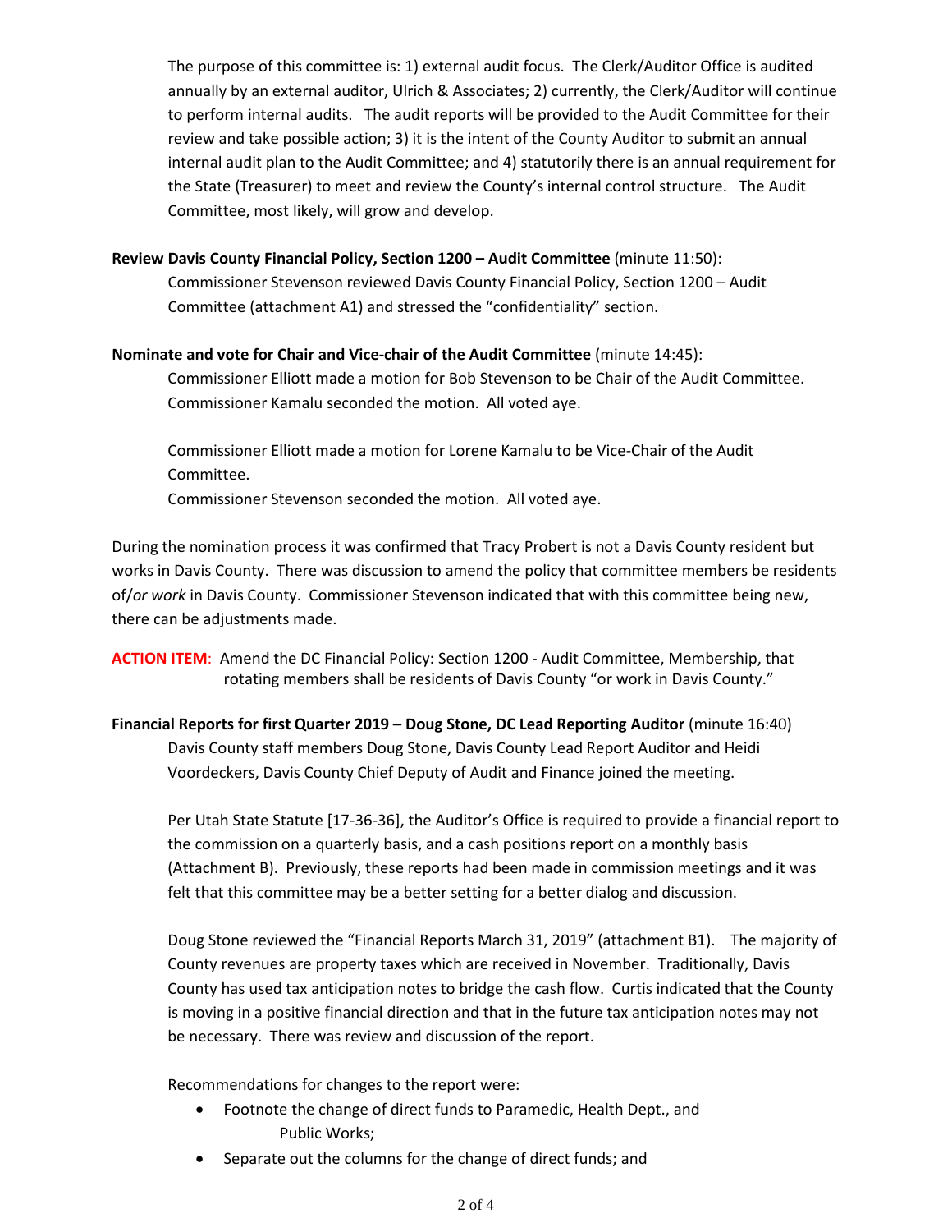The purpose of this committee is: 1) external audit focus. The Clerk/Auditor Office is audited annually by an external auditor, Ulrich & Associates; 2) currently, the Clerk/Auditor will continue to perform internal audits. The audit reports will be provided to the Audit Committee for their review and take possible action; 3) it is the intent of the County Auditor to submit an annual internal audit plan to the Audit Committee; and 4) statutorily there is an annual requirement for the State (Treasurer) to meet and review the County's internal control structure. The Audit Committee, most likely, will grow and develop.

**Review Davis County Financial Policy, Section 1200 – Audit Committee** (minute 11:50):

Commissioner Stevenson reviewed Davis County Financial Policy, Section 1200 – Audit Committee (attachment A1) and stressed the "confidentiality" section.

**Nominate and vote for Chair and Vice-chair of the Audit Committee** (minute 14:45):

Commissioner Elliott made a motion for Bob Stevenson to be Chair of the Audit Committee. Commissioner Kamalu seconded the motion. All voted aye.

Commissioner Elliott made a motion for Lorene Kamalu to be Vice-Chair of the Audit Committee.
Commissioner Stevenson seconded the motion. All voted aye.

During the nomination process it was confirmed that Tracy Probert is not a Davis County resident but works in Davis County. There was discussion to amend the policy that committee members be residents of/*or work* in Davis County. Commissioner Stevenson indicated that with this committee being new, there can be adjustments made.

**ACTION ITEM**: Amend the DC Financial Policy: Section 1200 - Audit Committee, Membership, that rotating members shall be residents of Davis County "or work in Davis County."

**Financial Reports for first Quarter 2019 – Doug Stone, DC Lead Reporting Auditor** (minute 16:40)

Davis County staff members Doug Stone, Davis County Lead Report Auditor and Heidi Voordeckers, Davis County Chief Deputy of Audit and Finance joined the meeting.

Per Utah State Statute [17-36-36], the Auditor's Office is required to provide a financial report to the commission on a quarterly basis, and a cash positions report on a monthly basis (Attachment B). Previously, these reports had been made in commission meetings and it was felt that this committee may be a better setting for a better dialog and discussion.

Doug Stone reviewed the "Financial Reports March 31, 2019" (attachment B1). The majority of County revenues are property taxes which are received in November. Traditionally, Davis County has used tax anticipation notes to bridge the cash flow. Curtis indicated that the County is moving in a positive financial direction and that in the future tax anticipation notes may not be necessary. There was review and discussion of the report.

Recommendations for changes to the report were:

- Footnote the change of direct funds to Paramedic, Health Dept., and Public Works;
- Separate out the columns for the change of direct funds; and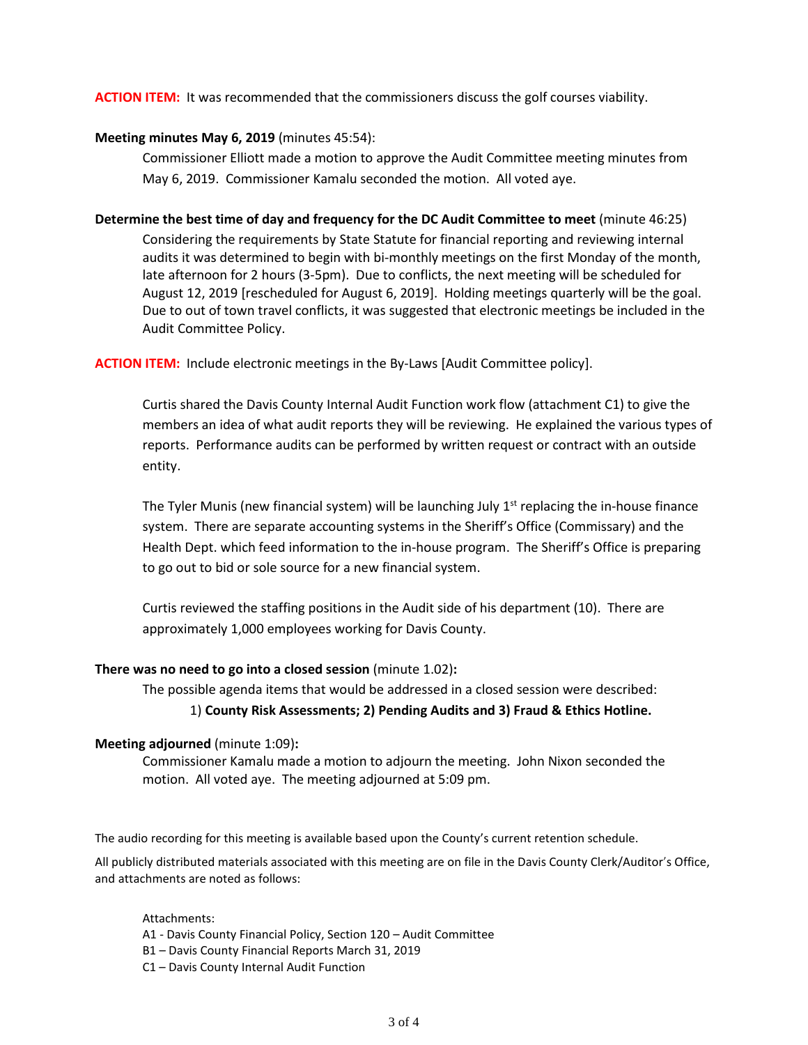**ACTION ITEM:** It was recommended that the commissioners discuss the golf courses viability.

**Meeting minutes May 6, 2019** (minutes 45:54):

Commissioner Elliott made a motion to approve the Audit Committee meeting minutes from May 6, 2019. Commissioner Kamalu seconded the motion. All voted aye.

**Determine the best time of day and frequency for the DC Audit Committee to meet** (minute 46:25)

Considering the requirements by State Statute for financial reporting and reviewing internal audits it was determined to begin with bi-monthly meetings on the first Monday of the month, late afternoon for 2 hours (3-5pm). Due to conflicts, the next meeting will be scheduled for August 12, 2019 [rescheduled for August 6, 2019]. Holding meetings quarterly will be the goal. Due to out of town travel conflicts, it was suggested that electronic meetings be included in the Audit Committee Policy.

**ACTION ITEM:** Include electronic meetings in the By-Laws [Audit Committee policy].

Curtis shared the Davis County Internal Audit Function work flow (attachment C1) to give the members an idea of what audit reports they will be reviewing. He explained the various types of reports. Performance audits can be performed by written request or contract with an outside entity.

The Tyler Munis (new financial system) will be launching July 1st replacing the in-house finance system. There are separate accounting systems in the Sheriff's Office (Commissary) and the Health Dept. which feed information to the in-house program. The Sheriff's Office is preparing to go out to bid or sole source for a new financial system.

Curtis reviewed the staffing positions in the Audit side of his department (10). There are approximately 1,000 employees working for Davis County.

**There was no need to go into a closed session** (minute 1.02)**:**

The possible agenda items that would be addressed in a closed session were described:

1) **County Risk Assessments; 2) Pending Audits and 3) Fraud & Ethics Hotline.**

**Meeting adjourned** (minute 1:09)**:**

Commissioner Kamalu made a motion to adjourn the meeting. John Nixon seconded the motion. All voted aye. The meeting adjourned at 5:09 pm.

The audio recording for this meeting is available based upon the County's current retention schedule.

All publicly distributed materials associated with this meeting are on file in the Davis County Clerk/Auditor's Office, and attachments are noted as follows:

Attachments:
A1 - Davis County Financial Policy, Section 120 – Audit Committee
B1 – Davis County Financial Reports March 31, 2019
C1 – Davis County Internal Audit Function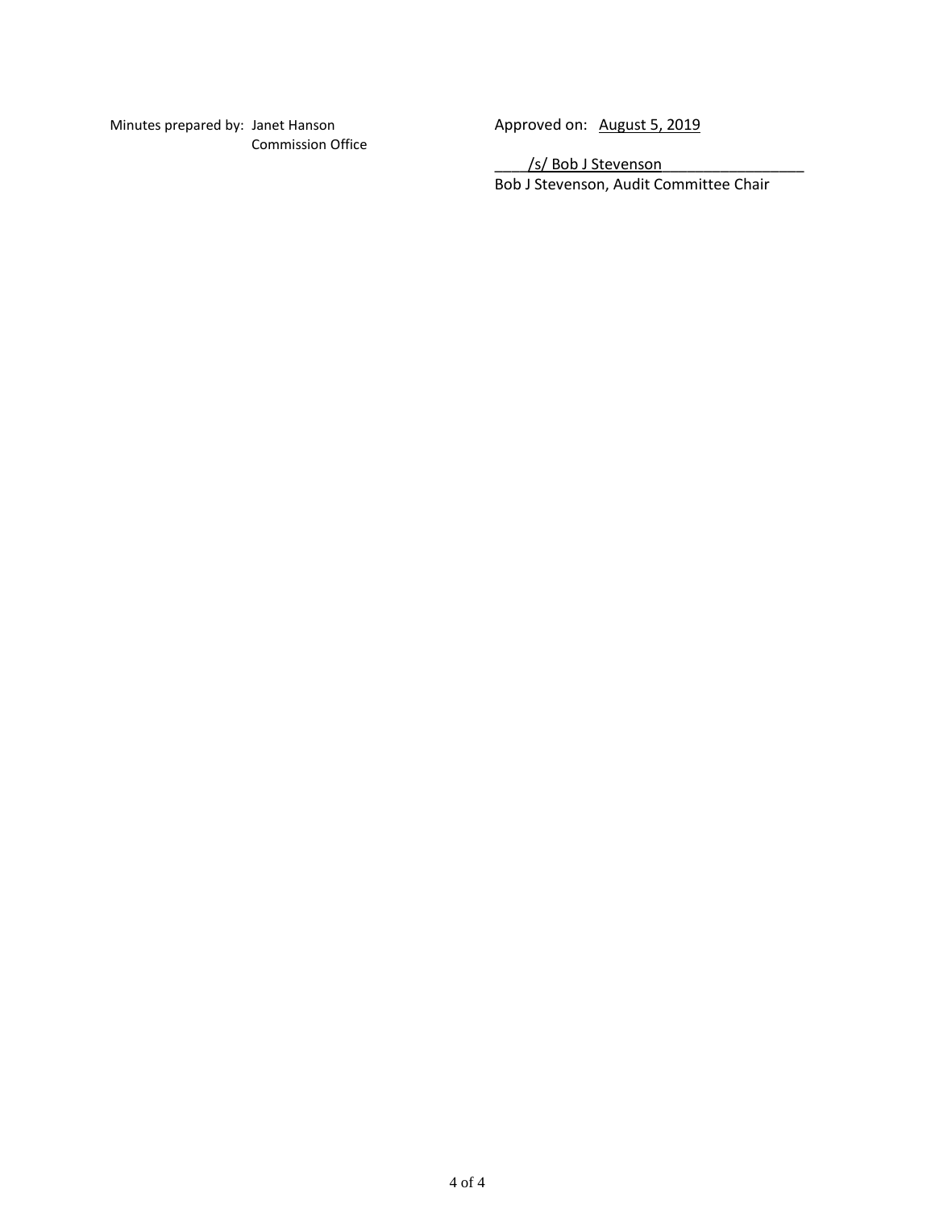Minutes prepared by: Janet Hanson
Commission Office

Approved on: August 5, 2019

/s/ Bob J Stevenson

Bob J Stevenson, Audit Committee Chair